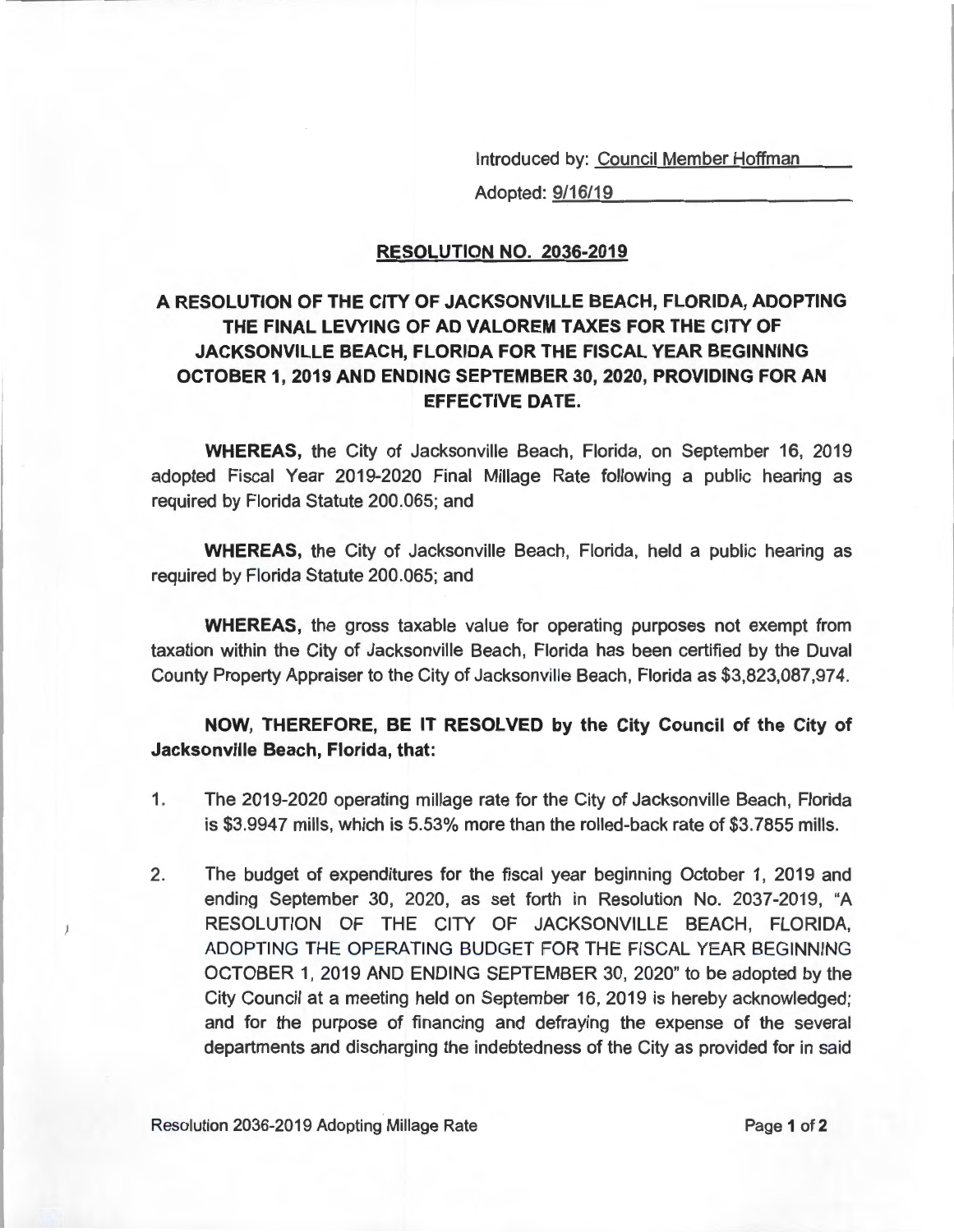Introduced by: Council Member Hoffman

Adopted: 9/16/19

## RESOLUTION NO. 2036-2019

### A RESOLUTION OF THE CITY OF JACKSONVILLE BEACH, FLORIDA, ADOPTING THE FINAL LEVYING OF AD VALOREM TAXES FOR THE CITY OF JACKSONVILLE BEACH, FLORIDA FOR THE FISCAL YEAR BEGINNING OCTOBER 1, 2019 AND ENDING SEPTEMBER 30, 2020, PROVIDING FOR AN EFFECTIVE DATE.

**WHEREAS,** the City of Jacksonville Beach, Florida, on September 16, 2019 adopted Fiscal Year 2019-2020 Final Millage Rate following a public hearing as required by Florida Statute 200.065; and

**WHEREAS,** the City of Jacksonville Beach, Florida, held a public hearing as required by Florida Statute 200.065; and

**WHEREAS,** the gross taxable value for operating purposes not exempt from taxation within the City of Jacksonville Beach, Florida has been certified by the Duval County Property Appraiser to the City of Jacksonville Beach, Florida as $3,823,087,974.

**NOW, THEREFORE, BE IT RESOLVED by the City Council of the City of Jacksonville Beach, Florida, that:**

1. The 2019-2020 operating millage rate for the City of Jacksonville Beach, Florida is $3.9947 mills, which is 5.53% more than the rolled-back rate of $3.7855 mills.

2. The budget of expenditures for the fiscal year beginning October 1, 2019 and ending September 30, 2020, as set forth in Resolution No. 2037-2019, "A RESOLUTION OF THE CITY OF JACKSONVILLE BEACH, FLORIDA, ADOPTING THE OPERATING BUDGET FOR THE FISCAL YEAR BEGINNING OCTOBER 1, 2019 AND ENDING SEPTEMBER 30, 2020" to be adopted by the City Council at a meeting held on September 16, 2019 is hereby acknowledged; and for the purpose of financing and defraying the expense of the several departments and discharging the indebtedness of the City as provided for in said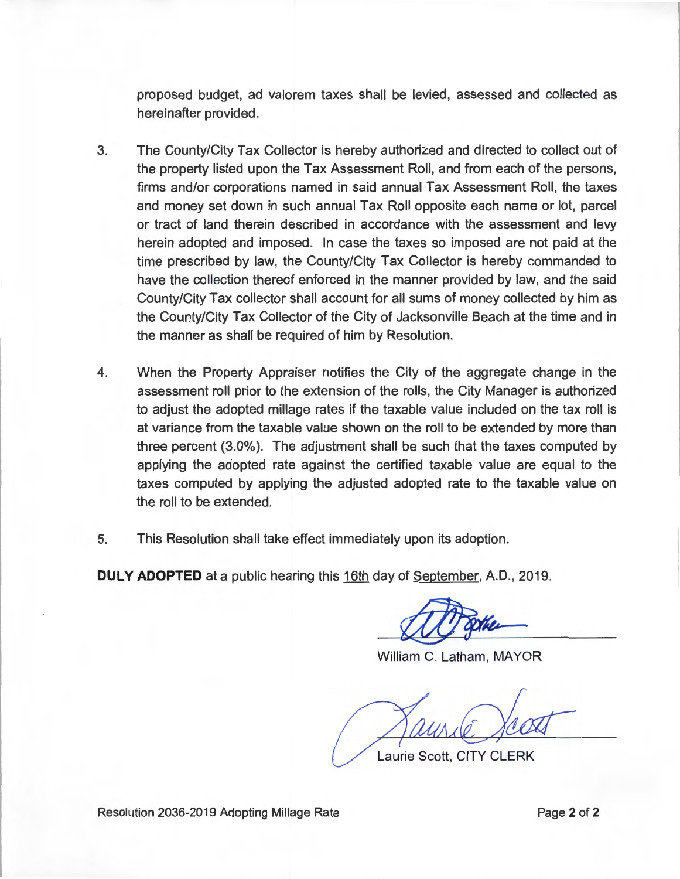proposed budget, ad valorem taxes shall be levied, assessed and collected as hereinafter provided.

3. The County/City Tax Collector is hereby authorized and directed to collect out of the property listed upon the Tax Assessment Roll, and from each of the persons, firms and/or corporations named in said annual Tax Assessment Roll, the taxes and money set down in such annual Tax Roll opposite each name or lot, parcel or tract of land therein described in accordance with the assessment and levy herein adopted and imposed. In case the taxes so imposed are not paid at the time prescribed by law, the County/City Tax Collector is hereby commanded to have the collection thereof enforced in the manner provided by law, and the said County/City Tax collector shall account for all sums of money collected by him as the County/City Tax Collector of the City of Jacksonville Beach at the time and in the manner as shall be required of him by Resolution.

4. When the Property Appraiser notifies the City of the aggregate change in the assessment roll prior to the extension of the rolls, the City Manager is authorized to adjust the adopted millage rates if the taxable value included on the tax roll is at variance from the taxable value shown on the roll to be extended by more than three percent (3.0%). The adjustment shall be such that the taxes computed by applying the adopted rate against the certified taxable value are equal to the taxes computed by applying the adjusted adopted rate to the taxable value on the roll to be extended.

5. This Resolution shall take effect immediately upon its adoption.

**DULY ADOPTED** at a public hearing this 16th day of September, A.D., 2019.

William C. Latham, MAYOR

Laurie Scott, CITY CLERK

Resolution 2036-2019 Adopting Millage Rate